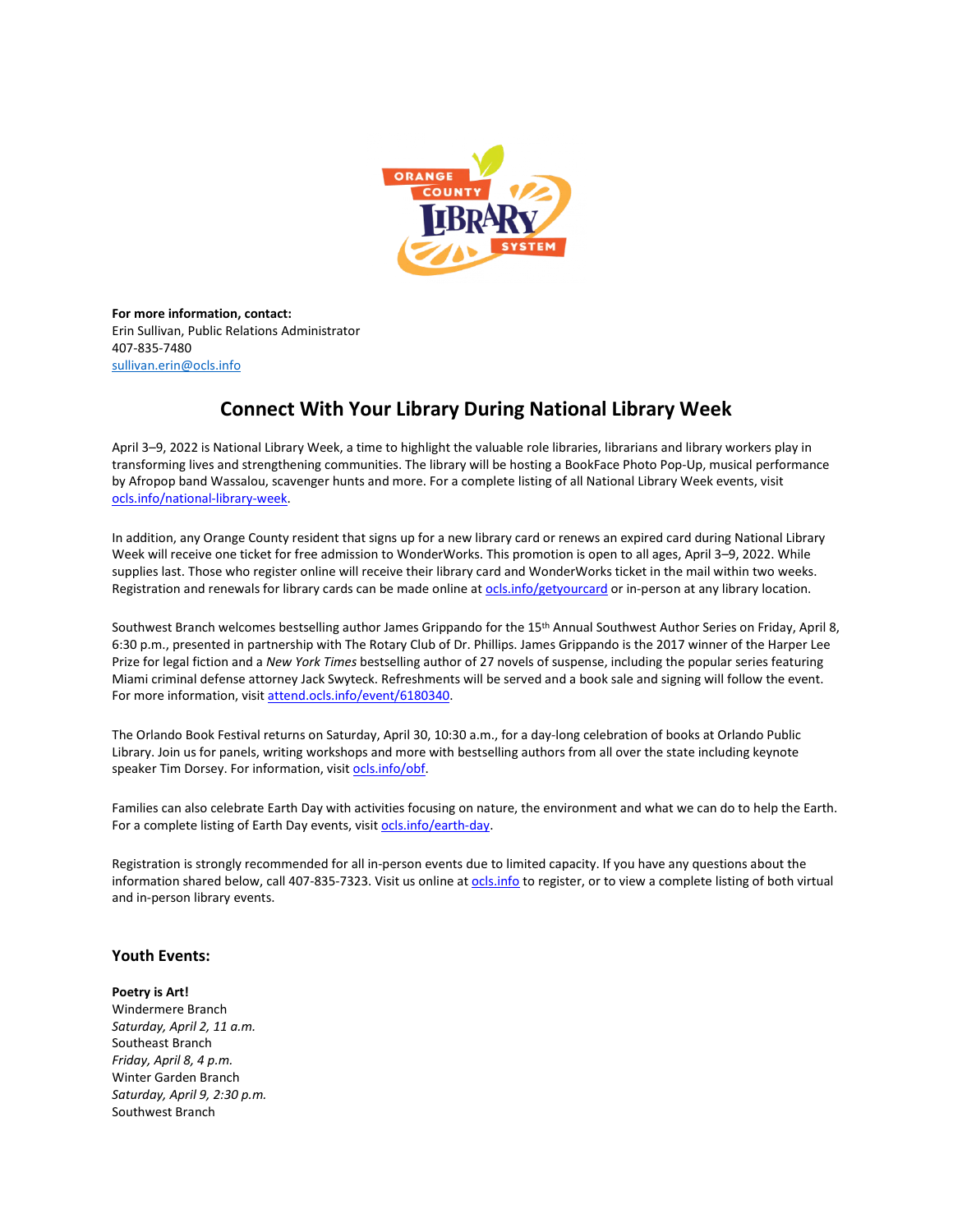**For more information, contact:**
Erin Sullivan, Public Relations Administrator
407-835-7480
sullivan.erin@ocls.info

# Connect With Your Library During National Library Week

April 3–9, 2022 is National Library Week, a time to highlight the valuable role libraries, librarians and library workers play in transforming lives and strengthening communities. The library will be hosting a BookFace Photo Pop-Up, musical performance by Afropop band Wassalou, scavenger hunts and more. For a complete listing of all National Library Week events, visit ocls.info/national-library-week.

In addition, any Orange County resident that signs up for a new library card or renews an expired card during National Library Week will receive one ticket for free admission to WonderWorks. This promotion is open to all ages, April 3–9, 2022. While supplies last. Those who register online will receive their library card and WonderWorks ticket in the mail within two weeks. Registration and renewals for library cards can be made online at ocls.info/getyourcard or in-person at any library location.

Southwest Branch welcomes bestselling author James Grippando for the 15th Annual Southwest Author Series on Friday, April 8, 6:30 p.m., presented in partnership with The Rotary Club of Dr. Phillips. James Grippando is the 2017 winner of the Harper Lee Prize for legal fiction and a *New York Times* bestselling author of 27 novels of suspense, including the popular series featuring Miami criminal defense attorney Jack Swyteck. Refreshments will be served and a book sale and signing will follow the event. For more information, visit attend.ocls.info/event/6180340.

The Orlando Book Festival returns on Saturday, April 30, 10:30 a.m., for a day-long celebration of books at Orlando Public Library. Join us for panels, writing workshops and more with bestselling authors from all over the state including keynote speaker Tim Dorsey. For information, visit ocls.info/obf.

Families can also celebrate Earth Day with activities focusing on nature, the environment and what we can do to help the Earth. For a complete listing of Earth Day events, visit ocls.info/earth-day.

Registration is strongly recommended for all in-person events due to limited capacity. If you have any questions about the information shared below, call 407-835-7323. Visit us online at ocls.info to register, or to view a complete listing of both virtual and in-person library events.

## Youth Events:

**Poetry is Art!**
Windermere Branch
*Saturday, April 2, 11 a.m.*
Southeast Branch
*Friday, April 8, 4 p.m.*
Winter Garden Branch
*Saturday, April 9, 2:30 p.m.*
Southwest Branch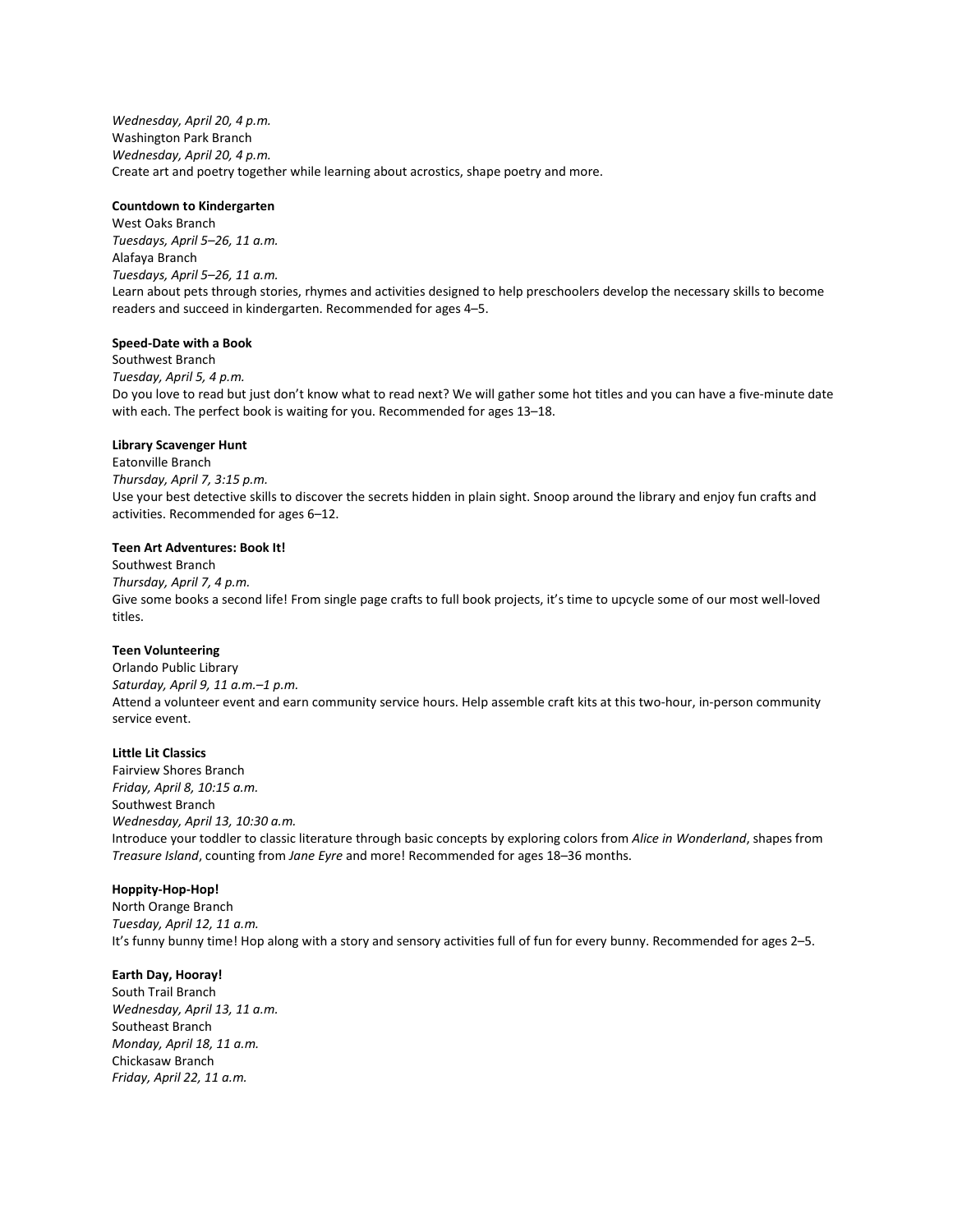*Wednesday, April 20, 4 p.m.*
Washington Park Branch
*Wednesday, April 20, 4 p.m.*
Create art and poetry together while learning about acrostics, shape poetry and more.

**Countdown to Kindergarten**
West Oaks Branch
*Tuesdays, April 5–26, 11 a.m.*
Alafaya Branch
*Tuesdays, April 5–26, 11 a.m.*
Learn about pets through stories, rhymes and activities designed to help preschoolers develop the necessary skills to become readers and succeed in kindergarten. Recommended for ages 4–5.

**Speed-Date with a Book**
Southwest Branch
*Tuesday, April 5, 4 p.m.*
Do you love to read but just don't know what to read next? We will gather some hot titles and you can have a five-minute date with each. The perfect book is waiting for you. Recommended for ages 13–18.

**Library Scavenger Hunt**
Eatonville Branch
*Thursday, April 7, 3:15 p.m.*
Use your best detective skills to discover the secrets hidden in plain sight. Snoop around the library and enjoy fun crafts and activities. Recommended for ages 6–12.

**Teen Art Adventures: Book It!**
Southwest Branch
*Thursday, April 7, 4 p.m.*
Give some books a second life! From single page crafts to full book projects, it's time to upcycle some of our most well-loved titles.

**Teen Volunteering**
Orlando Public Library
*Saturday, April 9, 11 a.m.–1 p.m.*
Attend a volunteer event and earn community service hours. Help assemble craft kits at this two-hour, in-person community service event.

**Little Lit Classics**
Fairview Shores Branch
*Friday, April 8, 10:15 a.m.*
Southwest Branch
*Wednesday, April 13, 10:30 a.m.*
Introduce your toddler to classic literature through basic concepts by exploring colors from *Alice in Wonderland*, shapes from *Treasure Island*, counting from *Jane Eyre* and more! Recommended for ages 18–36 months.

**Hoppity-Hop-Hop!**
North Orange Branch
*Tuesday, April 12, 11 a.m.*
It's funny bunny time! Hop along with a story and sensory activities full of fun for every bunny. Recommended for ages 2–5.

**Earth Day, Hooray!**
South Trail Branch
*Wednesday, April 13, 11 a.m.*
Southeast Branch
*Monday, April 18, 11 a.m.*
Chickasaw Branch
*Friday, April 22, 11 a.m.*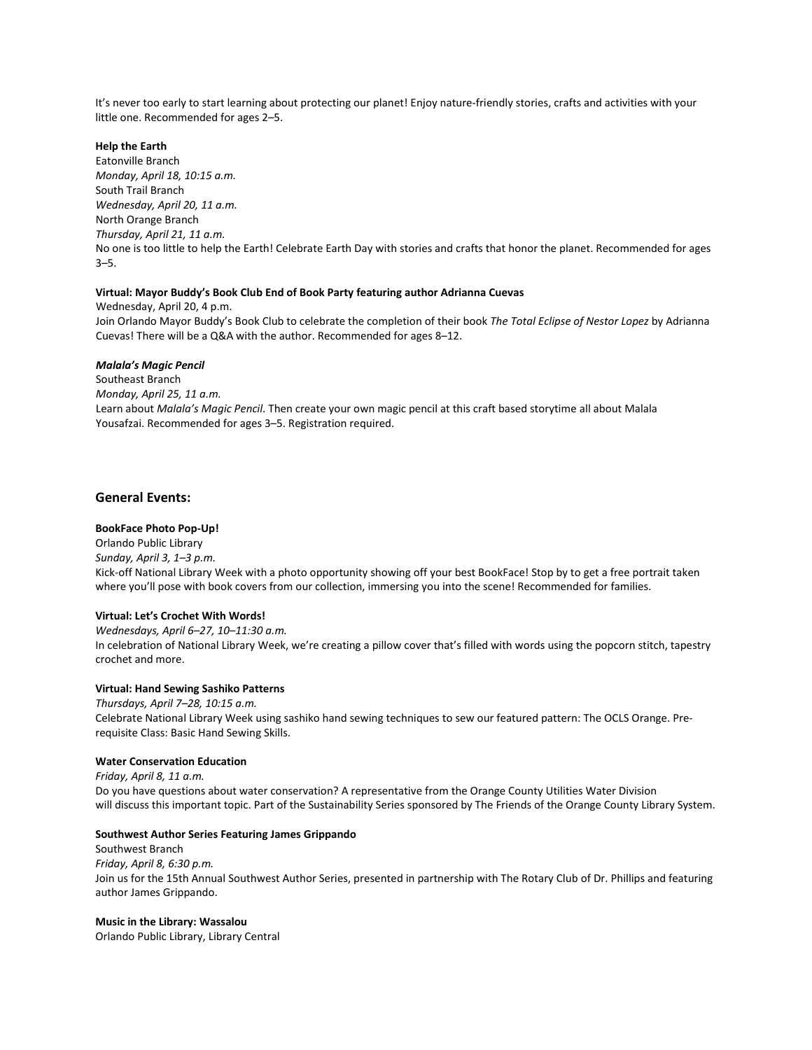It's never too early to start learning about protecting our planet! Enjoy nature-friendly stories, crafts and activities with your little one. Recommended for ages 2–5.

**Help the Earth**
Eatonville Branch
*Monday, April 18, 10:15 a.m.*
South Trail Branch
*Wednesday, April 20, 11 a.m.*
North Orange Branch
*Thursday, April 21, 11 a.m.*
No one is too little to help the Earth! Celebrate Earth Day with stories and crafts that honor the planet. Recommended for ages 3–5.

**Virtual: Mayor Buddy's Book Club End of Book Party featuring author Adrianna Cuevas**
Wednesday, April 20, 4 p.m.
Join Orlando Mayor Buddy's Book Club to celebrate the completion of their book *The Total Eclipse of Nestor Lopez* by Adrianna Cuevas! There will be a Q&A with the author. Recommended for ages 8–12.

***Malala's Magic Pencil***
Southeast Branch
*Monday, April 25, 11 a.m.*
Learn about *Malala's Magic Pencil*. Then create your own magic pencil at this craft based storytime all about Malala Yousafzai. Recommended for ages 3–5. Registration required.

## General Events:

**BookFace Photo Pop-Up!**
Orlando Public Library
*Sunday, April 3, 1–3 p.m.*
Kick-off National Library Week with a photo opportunity showing off your best BookFace! Stop by to get a free portrait taken where you'll pose with book covers from our collection, immersing you into the scene! Recommended for families.

**Virtual: Let's Crochet With Words!**
*Wednesdays, April 6–27, 10–11:30 a.m.*
In celebration of National Library Week, we're creating a pillow cover that's filled with words using the popcorn stitch, tapestry crochet and more.

**Virtual: Hand Sewing Sashiko Patterns**
*Thursdays, April 7–28, 10:15 a.m.*
Celebrate National Library Week using sashiko hand sewing techniques to sew our featured pattern: The OCLS Orange. Pre-requisite Class: Basic Hand Sewing Skills.

**Water Conservation Education**
*Friday, April 8, 11 a.m.*
Do you have questions about water conservation? A representative from the Orange County Utilities Water Division will discuss this important topic. Part of the Sustainability Series sponsored by The Friends of the Orange County Library System.

**Southwest Author Series Featuring James Grippando**
Southwest Branch
*Friday, April 8, 6:30 p.m.*
Join us for the 15th Annual Southwest Author Series, presented in partnership with The Rotary Club of Dr. Phillips and featuring author James Grippando.

**Music in the Library: Wassalou**
Orlando Public Library, Library Central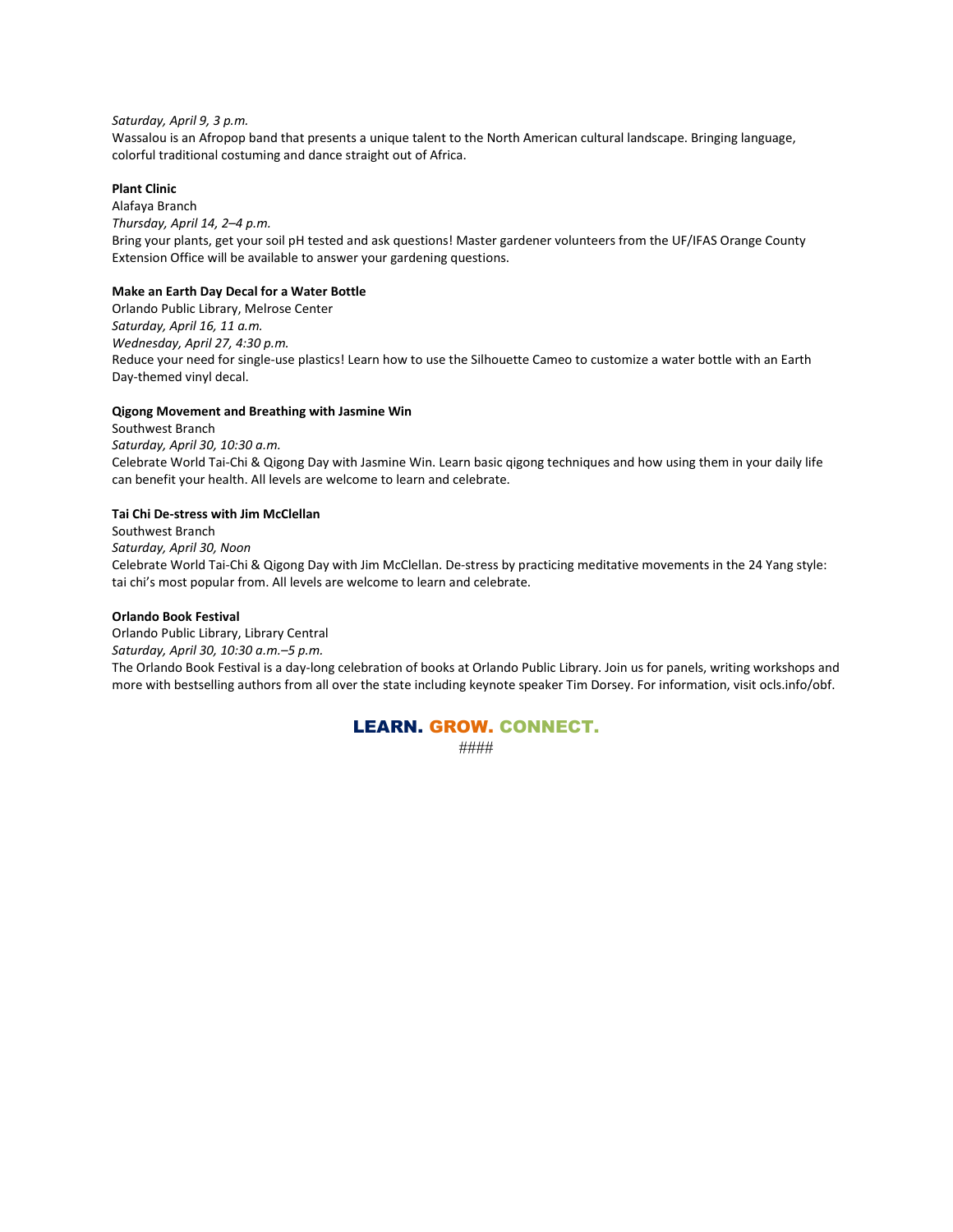*Saturday, April 9, 3 p.m.*
Wassalou is an Afropop band that presents a unique talent to the North American cultural landscape. Bringing language, colorful traditional costuming and dance straight out of Africa.

**Plant Clinic**
Alafaya Branch
*Thursday, April 14, 2–4 p.m.*
Bring your plants, get your soil pH tested and ask questions! Master gardener volunteers from the UF/IFAS Orange County Extension Office will be available to answer your gardening questions.

**Make an Earth Day Decal for a Water Bottle**
Orlando Public Library, Melrose Center
*Saturday, April 16, 11 a.m.*
*Wednesday, April 27, 4:30 p.m.*
Reduce your need for single-use plastics! Learn how to use the Silhouette Cameo to customize a water bottle with an Earth Day-themed vinyl decal.

**Qigong Movement and Breathing with Jasmine Win**
Southwest Branch
*Saturday, April 30, 10:30 a.m.*
Celebrate World Tai-Chi & Qigong Day with Jasmine Win. Learn basic qigong techniques and how using them in your daily life can benefit your health. All levels are welcome to learn and celebrate.

**Tai Chi De-stress with Jim McClellan**
Southwest Branch
*Saturday, April 30, Noon*
Celebrate World Tai-Chi & Qigong Day with Jim McClellan. De-stress by practicing meditative movements in the 24 Yang style: tai chi's most popular from. All levels are welcome to learn and celebrate.

**Orlando Book Festival**
Orlando Public Library, Library Central
*Saturday, April 30, 10:30 a.m.–5 p.m.*
The Orlando Book Festival is a day-long celebration of books at Orlando Public Library. Join us for panels, writing workshops and more with bestselling authors from all over the state including keynote speaker Tim Dorsey. For information, visit ocls.info/obf.

**LEARN. GROW. CONNECT.**

####